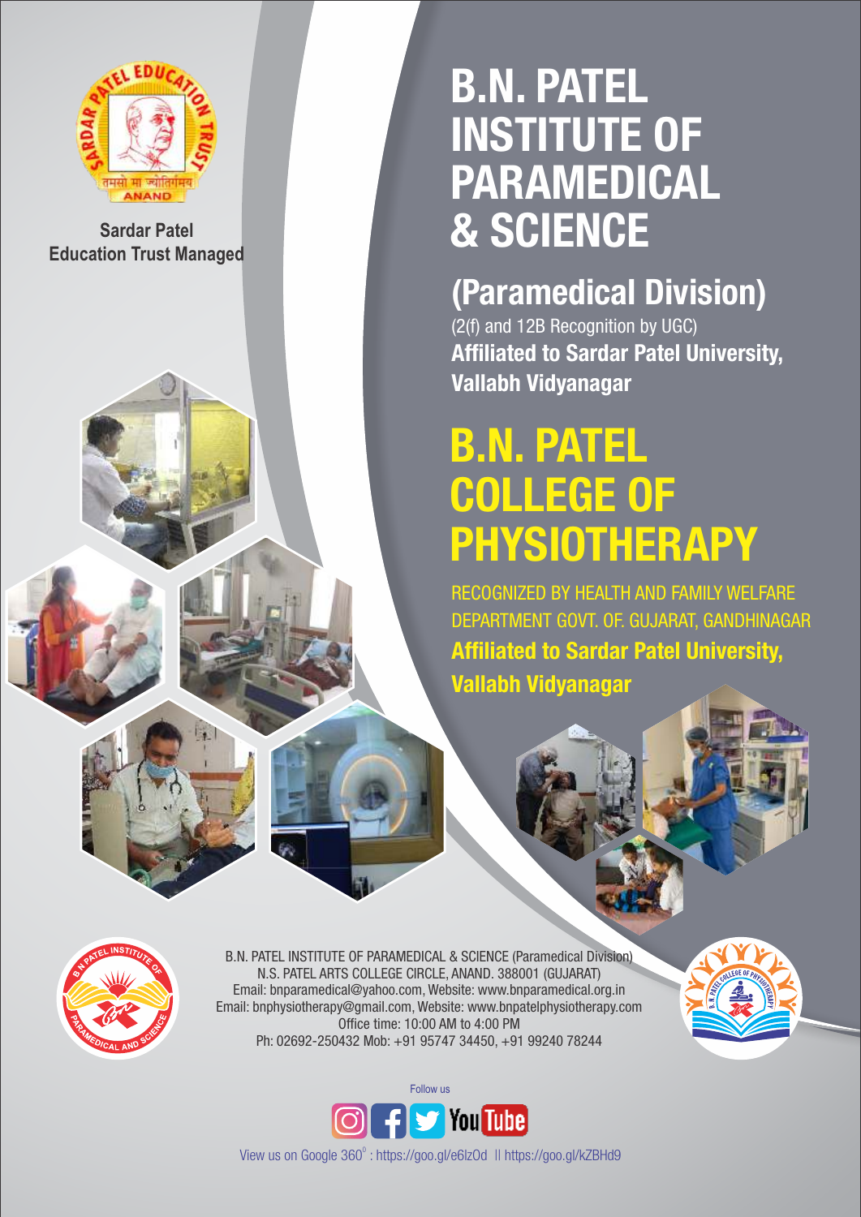Sardar Patel
Education Trust Managed

# B.N. PATEL INSTITUTE OF PARAMEDICAL & SCIENCE

## (Paramedical Division)

(2(f) and 12B Recognition by UGC)

**Affiliated to Sardar Patel University, Vallabh Vidyanagar**

# B.N. PATEL COLLEGE OF PHYSIOTHERAPY

RECOGNIZED BY HEALTH AND FAMILY WELFARE DEPARTMENT GOVT. OF. GUJARAT, GANDHINAGAR

**Affiliated to Sardar Patel University, Vallabh Vidyanagar**

B.N. PATEL INSTITUTE OF PARAMEDICAL & SCIENCE (Paramedical Division)
N.S. PATEL ARTS COLLEGE CIRCLE, ANAND. 388001 (GUJARAT)
Email: bnparamedical@yahoo.com, Website: www.bnparamedical.org.in
Email: bnphysiotherapy@gmail.com, Website: www.bnpatelphysiotherapy.com
Office time: 10:00 AM to 4:00 PM
Ph: 02692-250432 Mob: +91 95747 34450, +91 99240 78244

Follow us

View us on Google 360° : https://goo.gl/e6lzOd || https://goo.gl/kZBHd9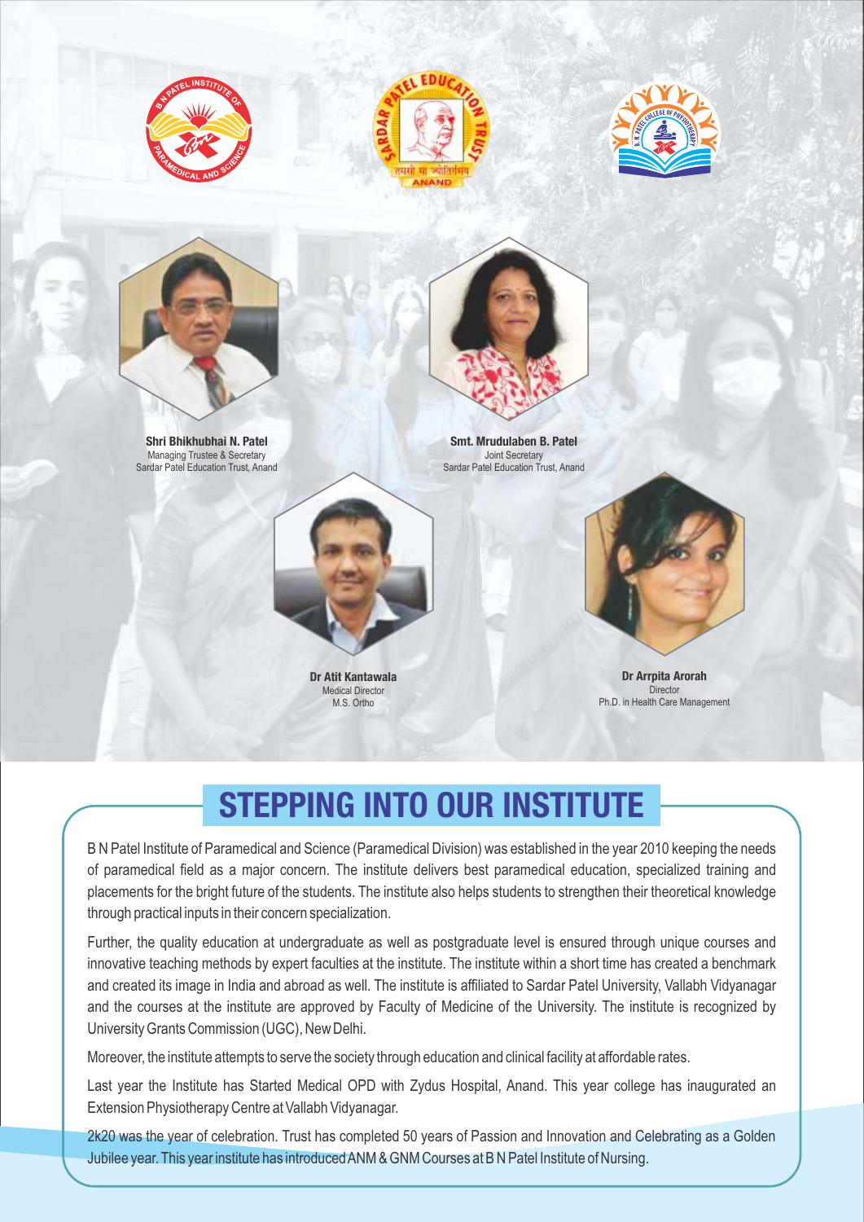**Shri Bhikhubhai N. Patel**
Managing Trustee & Secretary
Sardar Patel Education Trust, Anand

**Smt. Mrudulaben B. Patel**
Joint Secretary
Sardar Patel Education Trust, Anand

**Dr Atit Kantawala**
Medical Director
M.S. Ortho

**Dr Arrpita Arorah**
Director
Ph.D. in Health Care Management

# STEPPING INTO OUR INSTITUTE

B N Patel Institute of Paramedical and Science (Paramedical Division) was established in the year 2010 keeping the needs of paramedical field as a major concern. The institute delivers best paramedical education, specialized training and placements for the bright future of the students. The institute also helps students to strengthen their theoretical knowledge through practical inputs in their concern specialization.

Further, the quality education at undergraduate as well as postgraduate level is ensured through unique courses and innovative teaching methods by expert faculties at the institute. The institute within a short time has created a benchmark and created its image in India and abroad as well. The institute is affiliated to Sardar Patel University, Vallabh Vidyanagar and the courses at the institute are approved by Faculty of Medicine of the University. The institute is recognized by University Grants Commission (UGC), New Delhi.

Moreover, the institute attempts to serve the society through education and clinical facility at affordable rates.

Last year the Institute has Started Medical OPD with Zydus Hospital, Anand. This year college has inaugurated an Extension Physiotherapy Centre at Vallabh Vidyanagar.

2k20 was the year of celebration. Trust has completed 50 years of Passion and Innovation and Celebrating as a Golden Jubilee year. This year institute has introduced ANM & GNM Courses at B N Patel Institute of Nursing.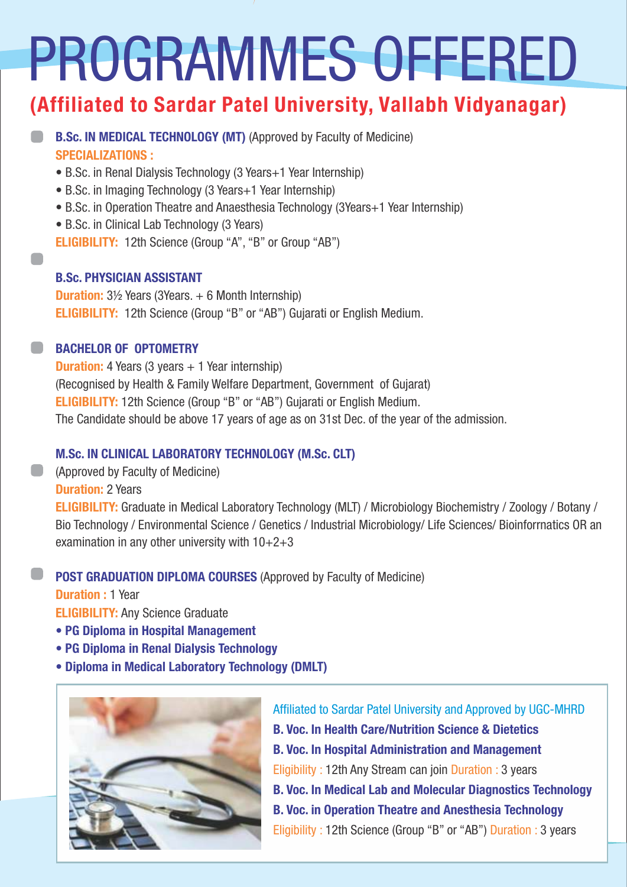# PROGRAMMES OFFERED

## (Affiliated to Sardar Patel University, Vallabh Vidyanagar)

- **B.Sc. IN MEDICAL TECHNOLOGY (MT)** (Approved by Faculty of Medicine)

  **SPECIALIZATIONS :**
  - B.Sc. in Renal Dialysis Technology (3 Years+1 Year Internship)
  - B.Sc. in Imaging Technology (3 Years+1 Year Internship)
  - B.Sc. in Operation Theatre and Anaesthesia Technology (3Years+1 Year Internship)
  - B.Sc. in Clinical Lab Technology (3 Years)

  **ELIGIBILITY:** 12th Science (Group "A", "B" or Group "AB")

- **B.Sc. PHYSICIAN ASSISTANT**

  **Duration:** 3½ Years (3Years. + 6 Month Internship)

  **ELIGIBILITY:** 12th Science (Group "B" or "AB") Gujarati or English Medium.

- **BACHELOR OF OPTOMETRY**

  **Duration:** 4 Years (3 years + 1 Year internship)

  (Recognised by Health & Family Welfare Department, Government of Gujarat)

  **ELIGIBILITY:** 12th Science (Group "B" or "AB") Gujarati or English Medium.

  The Candidate should be above 17 years of age as on 31st Dec. of the year of the admission.

- **M.Sc. IN CLINICAL LABORATORY TECHNOLOGY (M.Sc. CLT)**

  (Approved by Faculty of Medicine)

  **Duration:** 2 Years

  **ELIGIBILITY:** Graduate in Medical Laboratory Technology (MLT) / Microbiology Biochemistry / Zoology / Botany / Bio Technology / Environmental Science / Genetics / Industrial Microbiology/ Life Sciences/ Bioinforrnatics OR an examination in any other university with 10+2+3

- **POST GRADUATION DIPLOMA COURSES** (Approved by Faculty of Medicine)

  **Duration :** 1 Year

  **ELIGIBILITY:** Any Science Graduate
  - **PG Diploma in Hospital Management**
  - **PG Diploma in Renal Dialysis Technology**
  - **Diploma in Medical Laboratory Technology (DMLT)**

Affiliated to Sardar Patel University and Approved by UGC-MHRD

**B. Voc. In Health Care/Nutrition Science & Dietetics**

**B. Voc. In Hospital Administration and Management**

Eligibility : 12th Any Stream can join Duration : 3 years

**B. Voc. In Medical Lab and Molecular Diagnostics Technology**

**B. Voc. in Operation Theatre and Anesthesia Technology**

Eligibility : 12th Science (Group "B" or "AB") Duration : 3 years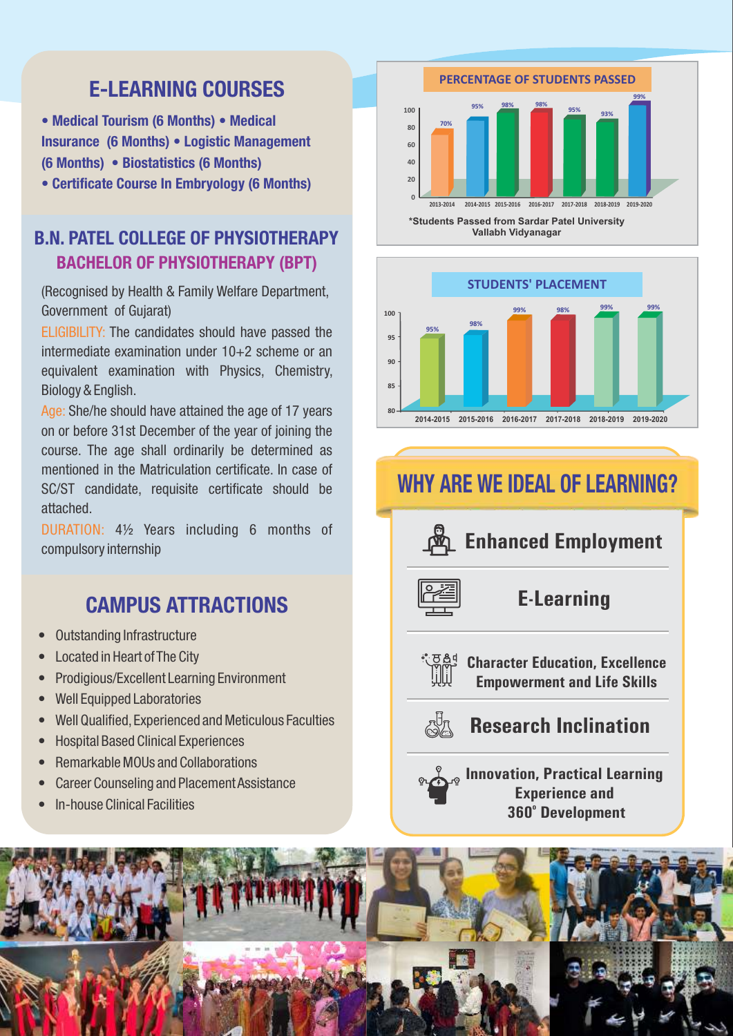## E-LEARNING COURSES

- Medical Tourism (6 Months)
- Medical Insurance (6 Months)
- Logistic Management (6 Months)
- Biostatistics (6 Months)
- Certificate Course In Embryology (6 Months)

## B.N. PATEL COLLEGE OF PHYSIOTHERAPY

### BACHELOR OF PHYSIOTHERAPY (BPT)

(Recognised by Health & Family Welfare Department, Government of Gujarat)

ELIGIBILITY: The candidates should have passed the intermediate examination under 10+2 scheme or an equivalent examination with Physics, Chemistry, Biology & English.

Age: She/he should have attained the age of 17 years on or before 31st December of the year of joining the course. The age shall ordinarily be determined as mentioned in the Matriculation certificate. In case of SC/ST candidate, requisite certificate should be attached.

DURATION: 4½ Years including 6 months of compulsory internship

## CAMPUS ATTRACTIONS

- Outstanding Infrastructure
- Located in Heart of The City
- Prodigious/Excellent Learning Environment
- Well Equipped Laboratories
- Well Qualified, Experienced and Meticulous Faculties
- Hospital Based Clinical Experiences
- Remarkable MOUs and Collaborations
- Career Counseling and Placement Assistance
- In-house Clinical Facilities

### PERCENTAGE OF STUDENTS PASSED

| Year | Percentage |
|---|---|
| 2013-2014 | 70% |
| 2014-2015 | 95% |
| 2015-2016 | 98% |
| 2016-2017 | 98% |
| 2017-2018 | 95% |
| 2018-2019 | 93% |
| 2019-2020 | 99% |

*Students Passed from Sardar Patel University Vallabh Vidyanagar

### STUDENTS' PLACEMENT

| Year | Placement |
|---|---|
| 2014-2015 | 95% |
| 2015-2016 | 98% |
| 2016-2017 | 99% |
| 2017-2018 | 98% |
| 2018-2019 | 99% |
| 2019-2020 | 99% |

## WHY ARE WE IDEAL OF LEARNING?

- Enhanced Employment
- E-Learning
- Character Education, Excellence Empowerment and Life Skills
- Research Inclination
- Innovation, Practical Learning Experience and 360° Development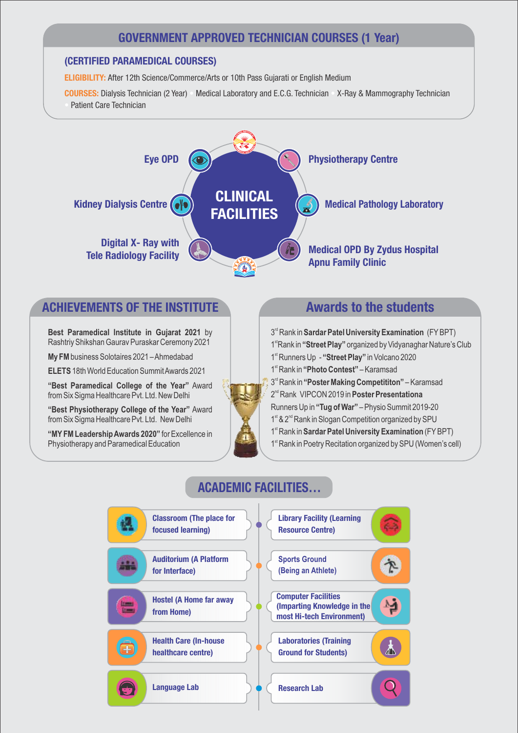## GOVERNMENT APPROVED TECHNICIAN COURSES (1 Year)

### (CERTIFIED PARAMEDICAL COURSES)

**ELIGIBILITY:** After 12th Science/Commerce/Arts or 10th Pass Gujarati or English Medium

**COURSES:** Dialysis Technician (2 Year) • Medical Laboratory and E.C.G. Technician • X-Ray & Mammography Technician • Patient Care Technician

## CLINICAL FACILITIES

- Eye OPD
- Physiotherapy Centre
- Kidney Dialysis Centre
- Medical Pathology Laboratory
- Digital X- Ray with Tele Radiology Facility
- Medical OPD By Zydus Hospital Apnu Family Clinic

## ACHIEVEMENTS OF THE INSTITUTE

**Best Paramedical Institute in Gujarat 2021** by Rashtriy Shikshan Gaurav Puraskar Ceremony 2021

**My FM** business Solotaires 2021 – Ahmedabad

**ELETS** 18th World Education Summit Awards 2021

**"Best Paramedical College of the Year"** Award from Six Sigma Healthcare Pvt. Ltd. New Delhi

**"Best Physiotherapy College of the Year"** Award from Six Sigma Healthcare Pvt. Ltd. New Delhi

**"MY FM Leadership Awards 2020"** for Excellence in Physiotherapy and Paramedical Education

## Awards to the students

- 3rd Rank in **Sardar Patel University Examination** (FY BPT)
- 1st Rank in **"Street Play"** organized by Vidyanaghar Nature's Club
- 1st Runners Up - **"Street Play"** in Volcano 2020
- 1st Rank in **"Photo Contest"** – Karamsad
- 3rd Rank in **"Poster Making Competititon"** – Karamsad
- 2nd Rank VIPCON 2019 in **Poster Presentationa**
- Runners Up in **"Tug of War"** – Physio Summit 2019-20
- 1st & 2nd Rank in Slogan Competition organized by SPU
- 1st Rank in **Sardar Patel University Examination** (FY BPT)
- 1st Rank in Poetry Recitation organized by SPU (Women's cell)

## ACADEMIC FACILITIES...

- Classroom (The place for focused learning)
- Library Facility (Learning Resource Centre)
- Auditorium (A Platform for Interface)
- Sports Ground (Being an Athlete)
- Hostel (A Home far away from Home)
- Computer Facilities (Imparting Knowledge in the most Hi-tech Environment)
- Health Care (In-house healthcare centre)
- Laboratories (Training Ground for Students)
- Language Lab
- Research Lab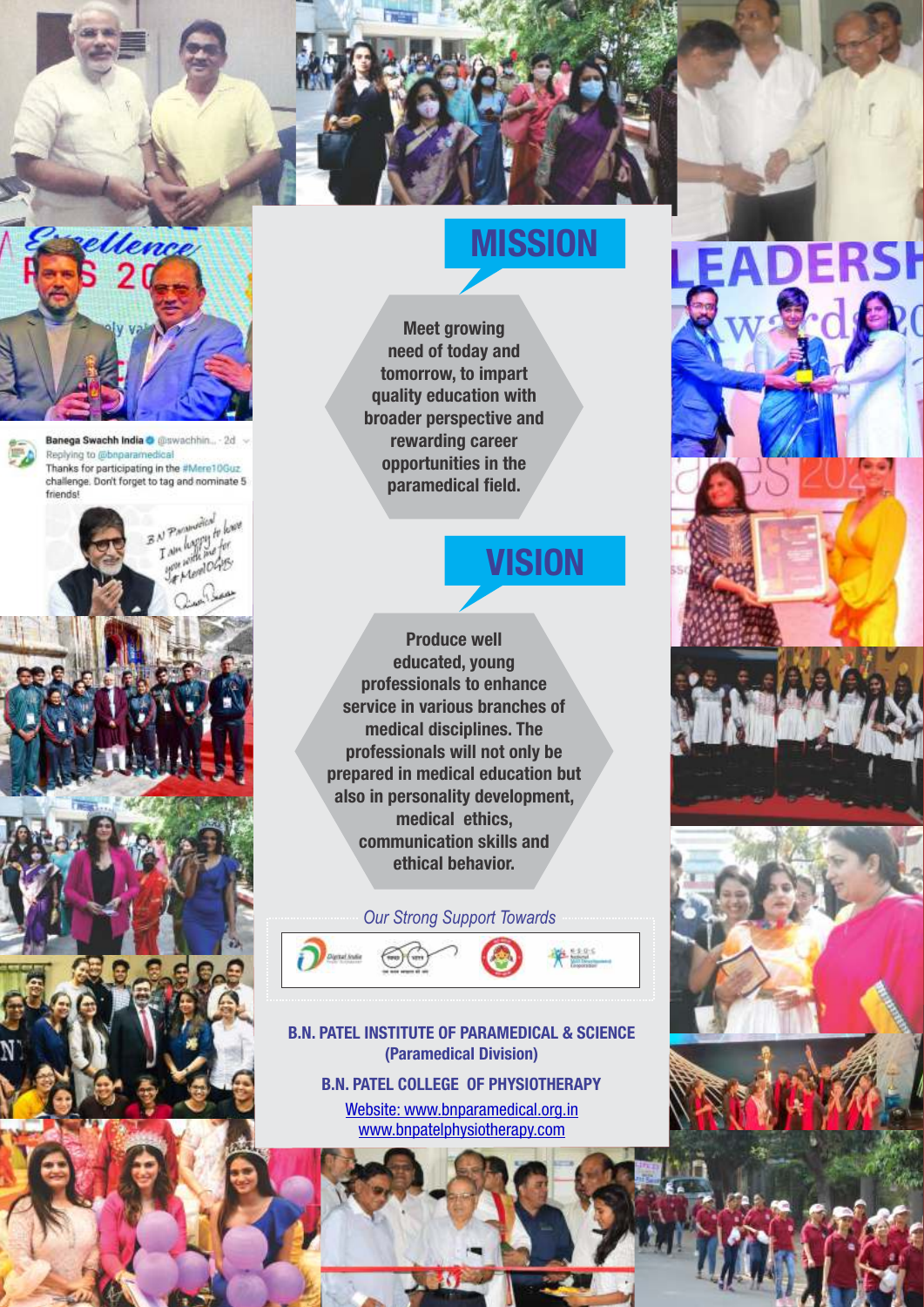## MISSION

Meet growing need of today and tomorrow, to impart quality education with broader perspective and rewarding career opportunities in the paramedical field.

## VISION

Produce well educated, young professionals to enhance service in various branches of medical disciplines. The professionals will not only be prepared in medical education but also in personality development, medical ethics, communication skills and ethical behavior.

*Our Strong Support Towards*

**B.N. PATEL INSTITUTE OF PARAMEDICAL & SCIENCE (Paramedical Division)**

**B.N. PATEL COLLEGE OF PHYSIOTHERAPY**

Website: www.bnparamedical.org.in
www.bnpatelphysiotherapy.com